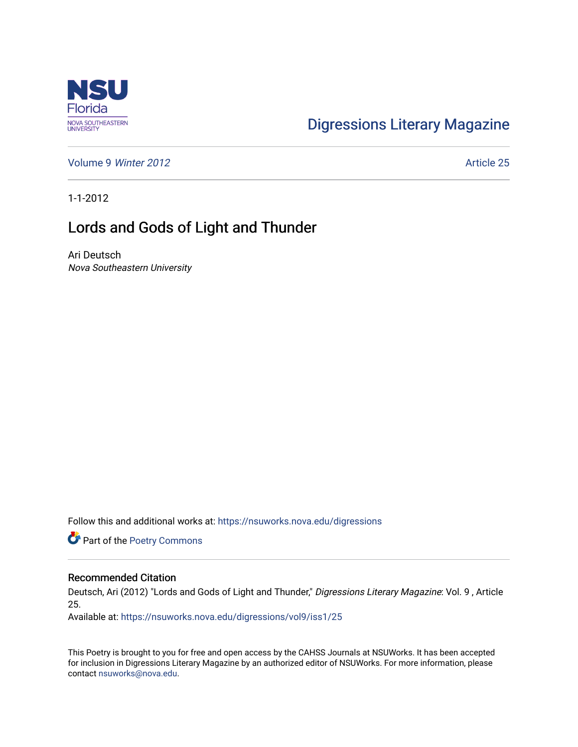Digressions Literary Magazine

Volume 9 *Winter 2012* Article 25

1-1-2012

# Lords and Gods of Light and Thunder

Ari Deutsch
*Nova Southeastern University*

Follow this and additional works at: https://nsuworks.nova.edu/digressions

Part of the Poetry Commons

## Recommended Citation

Deutsch, Ari (2012) "Lords and Gods of Light and Thunder," *Digressions Literary Magazine*: Vol. 9 , Article 25.
Available at: https://nsuworks.nova.edu/digressions/vol9/iss1/25

This Poetry is brought to you for free and open access by the CAHSS Journals at NSUWorks. It has been accepted for inclusion in Digressions Literary Magazine by an authorized editor of NSUWorks. For more information, please contact nsuworks@nova.edu.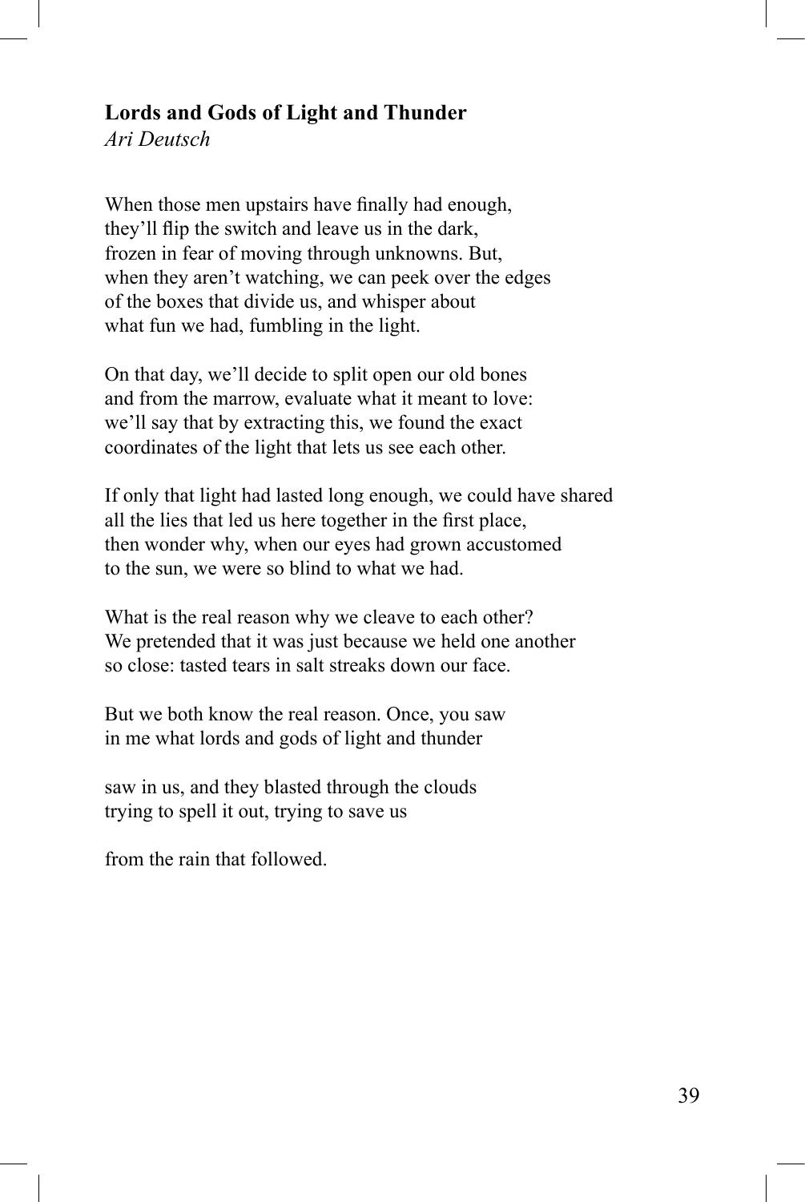**Lords and Gods of Light and Thunder**

*Ari Deutsch*

When those men upstairs have finally had enough,
they'll flip the switch and leave us in the dark,
frozen in fear of moving through unknowns. But,
when they aren't watching, we can peek over the edges
of the boxes that divide us, and whisper about
what fun we had, fumbling in the light.

On that day, we'll decide to split open our old bones
and from the marrow, evaluate what it meant to love:
we'll say that by extracting this, we found the exact
coordinates of the light that lets us see each other.

If only that light had lasted long enough, we could have shared
all the lies that led us here together in the first place,
then wonder why, when our eyes had grown accustomed
to the sun, we were so blind to what we had.

What is the real reason why we cleave to each other?
We pretended that it was just because we held one another
so close: tasted tears in salt streaks down our face.

But we both know the real reason. Once, you saw
in me what lords and gods of light and thunder

saw in us, and they blasted through the clouds
trying to spell it out, trying to save us

from the rain that followed.